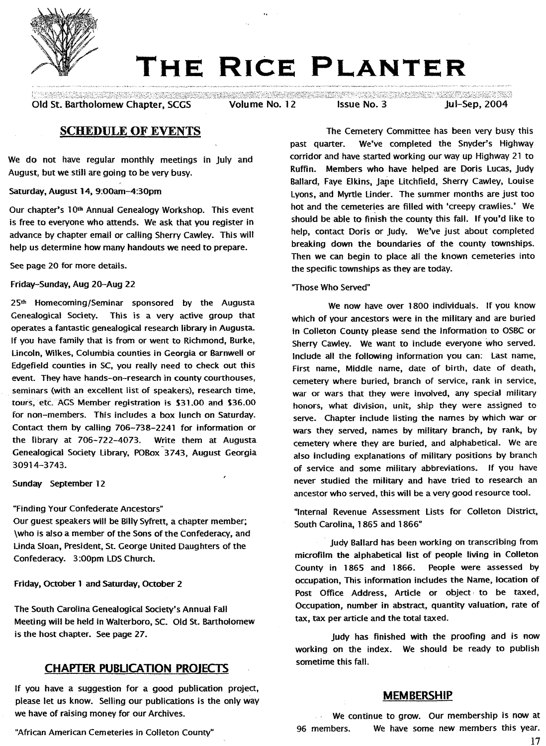# THE RICE PLANTER

Old St. Bartholomew Chapter, SCGS Volume No. 12 Issue No. 3 Jul-Sep, 2004

## SCHEDULE OF EVENTS

We do not have regular monthly meetings in July and August, but we still are going to be very busy.

Saturday, August 14, 9:00am-4:30pm

Our chapter's 10th Annual Genealogy Workshop. This event is free to everyone who attends. We ask that you register in advance by chapter email or calling Sherry Cawley. This will help us determine how many handouts we need to prepare.

See page 20 for more details.

Friday-Sunday, Aug 20-Aug 22

25th Homecoming/Seminar sponsored by the Augusta Genealogical Society. This is a very active group that operates a fantastic genealogical research library in Augusta. If you have family that is from or went to Richmond, Burke, Lincoln, Wilkes, Columbia counties in Georgia or Barnwell or Edgefield counties in SC, you really need to check out this event. They have hands-on-research in county courthouses, seminars (with an excellent list of speakers), research time, tours, etc. AGS Member registration is $31.00 and $36.00 for non-members. This includes a box lunch on Saturday. Contact them by calling 706-738-2241 for information or the library at 706-722-4073. Write them at Augusta Genealogical Society Library, POBox 3743, August Georgia 30914-3743.

Sunday September 12

"Finding Your Confederate Ancestors"
Our guest speakers will be Billy Syfrett, a chapter member; \who is also a member of the Sons of the Confederacy, and Linda Sloan, President, St. George United Daughters of the Confederacy. 3:00pm LDS Church.

Friday, October 1 and Saturday, October 2

The South Carolina Genealogical Society's Annual Fall Meeting will be held in Walterboro, SC. Old St. Bartholomew is the host chapter. See page 27.

## CHAPTER PUBLICATION PROJECTS

If you have a suggestion for a good publication project, please let us know. Selling our publications is the only way we have of raising money for our Archives.

"African American Cemeteries in Colleton County"

The Cemetery Committee has been very busy this past quarter. We've completed the Snyder's Highway corridor and have started working our way up Highway 21 to Ruffin. Members who have helped are Doris Lucas, Judy Ballard, Faye Elkins, Jane Litchfield, Sherry Cawley, Louise Lyons, and Myrtle Linder. The summer months are just too hot and the cemeteries are filled with 'creepy crawlies.' We should be able to finish the county this fall. If you'd like to help, contact Doris or Judy. We've just about completed breaking down the boundaries of the county townships. Then we can begin to place all the known cemeteries into the specific townships as they are today.

"Those Who Served"

We now have over 1800 individuals. If you know which of your ancestors were in the military and are buried in Colleton County please send the information to OSBC or Sherry Cawley. We want to include everyone who served. Include all the following information you can: Last name, First name, Middle name, date of birth, date of death, cemetery where buried, branch of service, rank in service, war or wars that they were involved, any special military honors, what division, unit, ship they were assigned to serve. Chapter include listing the names by which war or wars they served, names by military branch, by rank, by cemetery where they are buried, and alphabetical. We are also including explanations of military positions by branch of service and some military abbreviations. If you have never studied the military and have tried to research an ancestor who served, this will be a very good resource tool.

"Internal Revenue Assessment Lists for Colleton District, South Carolina, 1865 and 1866"

Judy Ballard has been working on transcribing from microfilm the alphabetical list of people living in Colleton County in 1865 and 1866. People were assessed by occupation, This information includes the Name, location of Post Office Address, Article or object to be taxed, Occupation, number in abstract, quantity valuation, rate of tax, tax per article and the total taxed.

Judy has finished with the proofing and is now working on the index. We should be ready to publish sometime this fall.

## MEMBERSHIP

We continue to grow. Our membership is now at 96 members. We have some new members this year.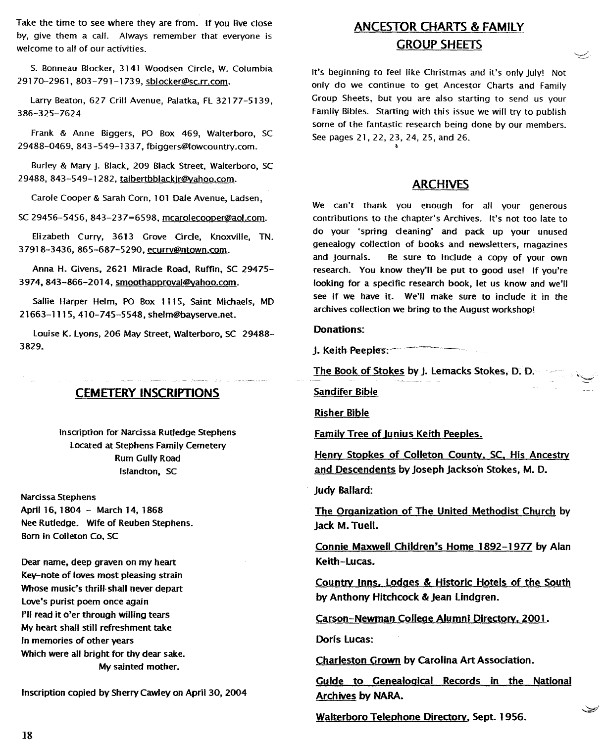Take the time to see where they are from. If you live close by, give them a call. Always remember that everyone is welcome to all of our activities.

S. Bonneau Blocker, 3141 Woodsen Circle, W. Columbia 29170-2961, 803-791-1739, sblocker@sc.rr.com.

Larry Beaton, 627 Crill Avenue, Palatka, FL 32177-5139, 386-325-7624

Frank & Anne Biggers, PO Box 469, Walterboro, SC 29488-0469, 843-549-1337, fbiggers@lowcountry.com.

Burley & Mary J. Black, 209 Black Street, Walterboro, SC 29488, 843-549-1282, talbertbblackjr@yahoo.com.

Carole Cooper & Sarah Corn, 101 Dale Avenue, Ladsen, SC 29456-5456, 843-237=6598, mcarolecooper@aol.com.

Elizabeth Curry, 3613 Grove Circle, Knoxville, TN. 37918-3436, 865-687-5290, ecurry@ntown.com.

Anna H. Givens, 2621 Miracle Road, Ruffin, SC 29475-3974, 843-866-2014, smoothapproval@yahoo.com.

Sallie Harper Helm, PO Box 1115, Saint Michaels, MD 21663-1115, 410-745-5548, shelm@bayserve.net.

Louise K. Lyons, 206 May Street, Walterboro, SC 29488-3829.

## CEMETERY INSCRIPTIONS

Inscription for Narcissa Rutledge Stephens
Located at Stephens Family Cemetery
Rum Gully Road
Islandton, SC

Narcissa Stephens
April 16, 1804 - March 14, 1868
Nee Rutledge. Wife of Reuben Stephens.
Born in Colleton Co, SC

Dear name, deep graven on my heart
Key-note of loves most pleasing strain
Whose music's thrill shall never depart
Love's purist poem once again
I'll read it o'er through willing tears
My heart shall still refreshment take
In memories of other years
Which were all bright for thy dear sake.
My sainted mother.

Inscription copied by Sherry Cawley on April 30, 2004

## ANCESTOR CHARTS & FAMILY GROUP SHEETS

It's beginning to feel like Christmas and it's only July! Not only do we continue to get Ancestor Charts and Family Group Sheets, but you are also starting to send us your Family Bibles. Starting with this issue we will try to publish some of the fantastic research being done by our members. See pages 21, 22, 23, 24, 25, and 26.

## ARCHIVES

We can't thank you enough for all your generous contributions to the chapter's Archives. It's not too late to do your 'spring cleaning' and pack up your unused genealogy collection of books and newsletters, magazines and journals. Be sure to include a copy of your own research. You know they'll be put to good use! If you're looking for a specific research book, let us know and we'll see if we have it. We'll make sure to include it in the archives collection we bring to the August workshop!

**Donations:**

**J. Keith Peeples:**

**The Book of Stokes** by J. Lemacks Stokes, D. D.

**Sandifer Bible**

**Risher Bible**

**Family Tree of Junius Keith Peeples.**

**Henry Stopkes of Colleton County, SC, His Ancestry and Descendents** by Joseph Jackson Stokes, M. D.

**Judy Ballard:**

**The Organization of The United Methodist Church** by Jack M. Tuell.

**Connie Maxwell Children's Home 1892-1977** by Alan Keith-Lucas.

**Country Inns, Lodges & Historic Hotels of the South** by Anthony Hitchcock & Jean Lindgren.

**Carson-Newman College Alumni Directory, 2001.**

**Doris Lucas:**

**Charleston Grown** by Carolina Art Association.

**Guide to Genealogical Records in the National Archives** by NARA.

**Walterboro Telephone Directory**, Sept. 1956.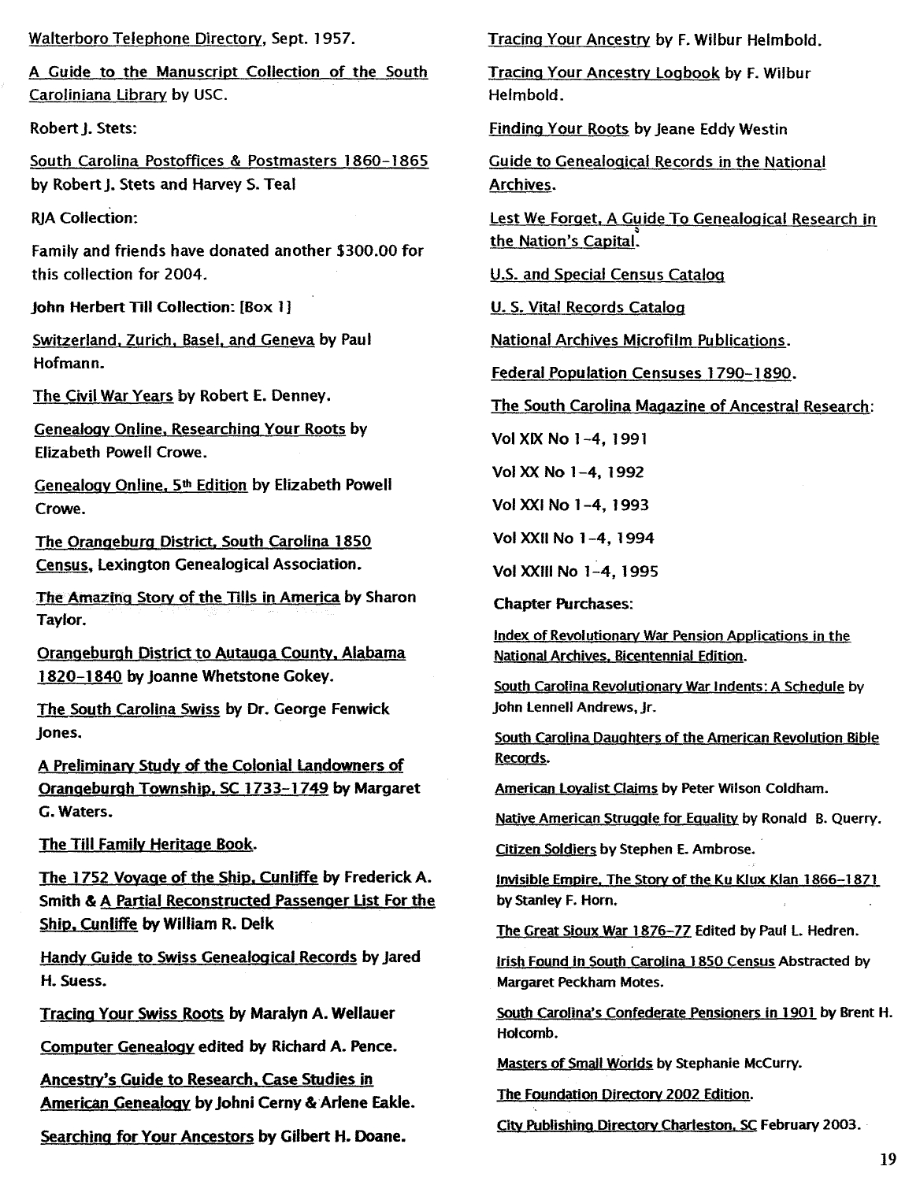Walterboro Telephone Directory, Sept. 1957.

A Guide to the Manuscript Collection of the South Caroliniana Library by USC.

Robert J. Stets:

South Carolina Postoffices & Postmasters 1860-1865 by Robert J. Stets and Harvey S. Teal

RJA Collection:

Family and friends have donated another $300.00 for this collection for 2004.

John Herbert Till Collection: [Box 1]

Switzerland, Zurich, Basel, and Geneva by Paul Hofmann.

The Civil War Years by Robert E. Denney.

Genealogy Online, Researching Your Roots by Elizabeth Powell Crowe.

Genealogy Online, 5th Edition by Elizabeth Powell Crowe.

The Orangeburg District, South Carolina 1850 Census, Lexington Genealogical Association.

The Amazing Story of the Tills in America by Sharon Taylor.

Orangeburgh District to Autauga County, Alabama 1820-1840 by Joanne Whetstone Gokey.

The South Carolina Swiss by Dr. George Fenwick Jones.

A Preliminary Study of the Colonial Landowners of Orangeburgh Township, SC 1733-1749 by Margaret G. Waters.

The Till Family Heritage Book.

The 1752 Voyage of the Ship, Cunliffe by Frederick A. Smith & A Partial Reconstructed Passenger List For the Ship, Cunliffe by William R. Delk

Handy Guide to Swiss Genealogical Records by Jared H. Suess.

Tracing Your Swiss Roots by Maralyn A. Wellauer

Computer Genealogy edited by Richard A. Pence.

Ancestry's Guide to Research, Case Studies in American Genealogy by Johni Cerny & Arlene Eakle.

Searching for Your Ancestors by Gilbert H. Doane.

Tracing Your Ancestry by F. Wilbur Helmbold.

Tracing Your Ancestry Logbook by F. Wilbur Helmbold.

Finding Your Roots by Jeane Eddy Westin

Guide to Genealogical Records in the National Archives.

Lest We Forget, A Guide To Genealogical Research in the Nation's Capital.

U.S. and Special Census Catalog

U. S. Vital Records Catalog

National Archives Microfilm Publications.

Federal Population Censuses 1790-1890.

The South Carolina Magazine of Ancestral Research:

Vol XIX No 1-4, 1991

Vol XX No 1-4, 1992

Vol XXI No 1-4, 1993

Vol XXII No 1-4, 1994

Vol XXIII No 1-4, 1995

Chapter Purchases:

Index of Revolutionary War Pension Applications in the National Archives, Bicentennial Edition.

South Carolina Revolutionary War Indents: A Schedule by John Lennell Andrews, Jr.

South Carolina Daughters of the American Revolution Bible Records.

American Loyalist Claims by Peter Wilson Coldham.

Native American Struggle for Equality by Ronald B. Querry.

Citizen Soldiers by Stephen E. Ambrose.

Invisible Empire, The Story of the Ku Klux Klan 1866-1871 by Stanley F. Horn.

The Great Sioux War 1876-77 Edited by Paul L. Hedren.

Irish Found in South Carolina 1850 Census Abstracted by Margaret Peckham Motes.

South Carolina's Confederate Pensioners in 1901 by Brent H. Holcomb.

Masters of Small Worlds by Stephanie McCurry.

The Foundation Directory 2002 Edition.

City Publishing Directory Charleston, SC February 2003.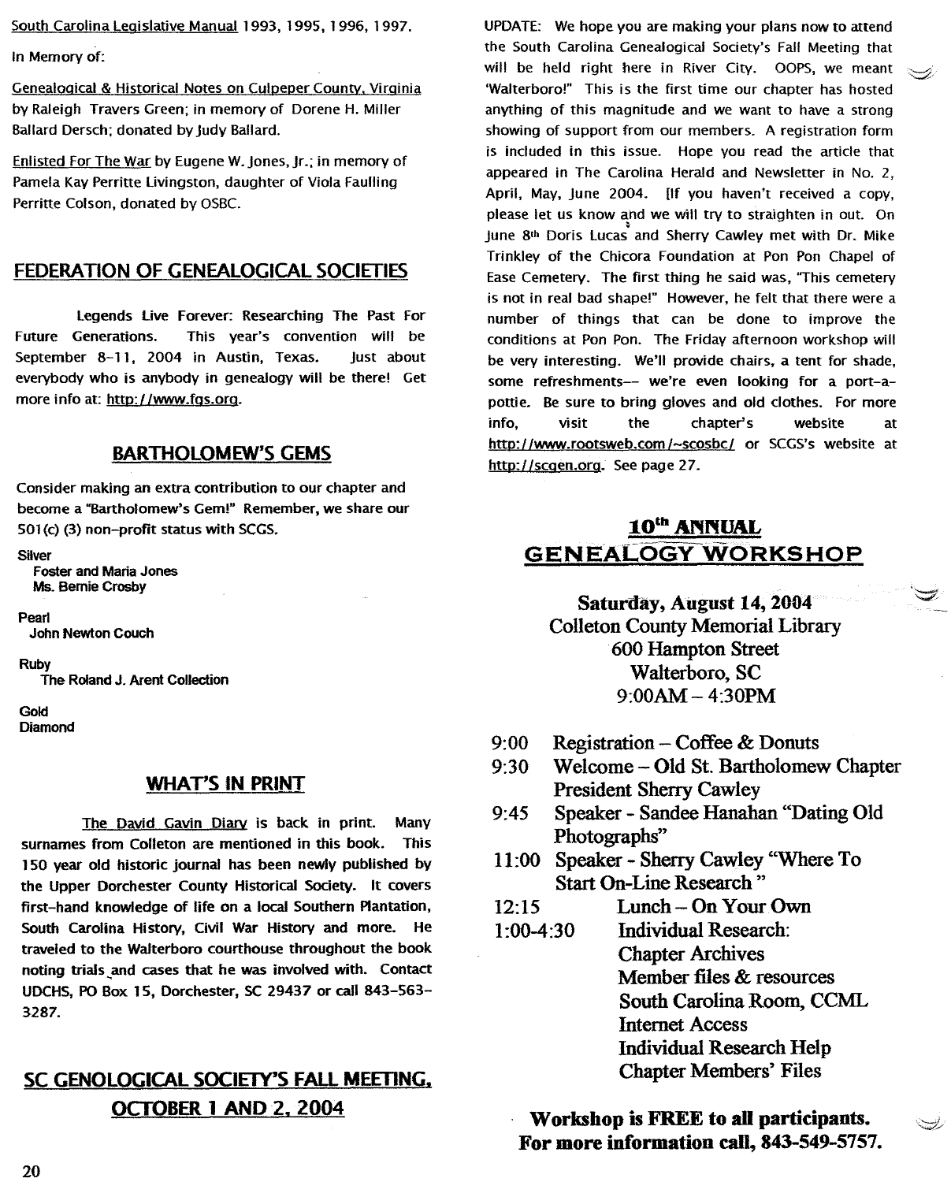South Carolina Legislative Manual 1993, 1995, 1996, 1997.

In Memory of:

Genealogical & Historical Notes on Culpeper County, Virginia by Raleigh Travers Green; in memory of Dorene H. Miller Ballard Dersch; donated by Judy Ballard.

Enlisted For The War by Eugene W. Jones, Jr.; in memory of Pamela Kay Perritte Livingston, daughter of Viola Faulling Perritte Colson, donated by OSBC.

## FEDERATION OF GENEALOGICAL SOCIETIES

Legends Live Forever: Researching The Past For Future Generations. This year's convention will be September 8-11, 2004 in Austin, Texas. Just about everybody who is anybody in genealogy will be there! Get more info at: http://www.fgs.org.

## BARTHOLOMEW'S GEMS

Consider making an extra contribution to our chapter and become a "Bartholomew's Gem!" Remember, we share our 501(c) (3) non-profit status with SCGS.

**Silver**
Foster and Maria Jones
Ms. Bernie Crosby

**Pearl**
John Newton Couch

**Ruby**
The Roland J. Arent Collection

**Gold**

**Diamond**

## WHAT'S IN PRINT

The David Gavin Diary is back in print. Many surnames from Colleton are mentioned in this book. This 150 year old historic journal has been newly published by the Upper Dorchester County Historical Society. It covers first-hand knowledge of life on a local Southern Plantation, South Carolina History, Civil War History and more. He traveled to the Walterboro courthouse throughout the book noting trials and cases that he was involved with. Contact UDCHS, PO Box 15, Dorchester, SC 29437 or call 843-563-3287.

## SC GENOLOGICAL SOCIETY'S FALL MEETING, OCTOBER 1 AND 2, 2004

UPDATE: We hope you are making your plans now to attend the South Carolina Genealogical Society's Fall Meeting that will be held right here in River City. OOPS, we meant 'Walterboro!" This is the first time our chapter has hosted anything of this magnitude and we want to have a strong showing of support from our members. A registration form is included in this issue. Hope you read the article that appeared in The Carolina Herald and Newsletter in No. 2, April, May, June 2004. [If you haven't received a copy, please let us know and we will try to straighten in out. On June 8th Doris Lucas and Sherry Cawley met with Dr. Mike Trinkley of the Chicora Foundation at Pon Pon Chapel of Ease Cemetery. The first thing he said was, "This cemetery is not in real bad shape!" However, he felt that there were a number of things that can be done to improve the conditions at Pon Pon. The Friday afternoon workshop will be very interesting. We'll provide chairs, a tent for shade, some refreshments-- we're even looking for a port-a-pottie. Be sure to bring gloves and old clothes. For more info, visit the chapter's website at http://www.rootsweb.com/~scosbc/ or SCGS's website at http://scgen.org. See page 27.

## 10th ANNUAL GENEALOGY WORKSHOP

**Saturday, August 14, 2004**
Colleton County Memorial Library
600 Hampton Street
Walterboro, SC
9:00AM – 4:30PM

- 9:00 Registration – Coffee & Donuts
- 9:30 Welcome – Old St. Bartholomew Chapter President Sherry Cawley
- 9:45 Speaker - Sandee Hanahan "Dating Old Photographs"
- 11:00 Speaker - Sherry Cawley "Where To Start On-Line Research"
- 12:15 Lunch – On Your Own
- 1:00-4:30 Individual Research:
  - Chapter Archives
  - Member files & resources
  - South Carolina Room, CCML
  - Internet Access
  - Individual Research Help
  - Chapter Members' Files

**Workshop is FREE to all participants.**
**For more information call, 843-549-5757.**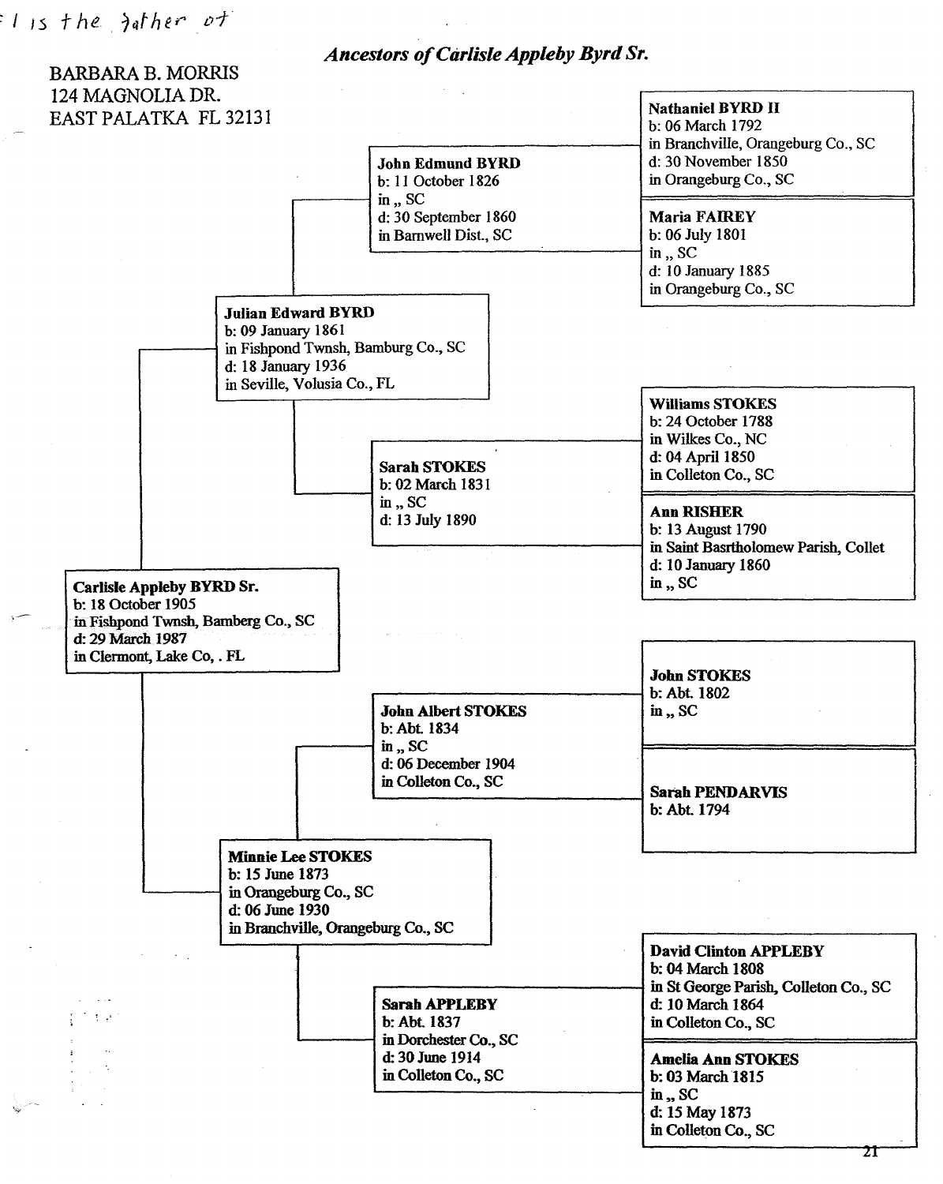...l is the father of

BARBARA B. MORRIS
124 MAGNOLIA DR.
EAST PALATKA FL 32131

## *Ancestors of Carlisle Appleby Byrd Sr.*

**Carlisle Appleby BYRD Sr.**
b: 18 October 1905
in Fishpond Twnsh, Bamberg Co., SC
d: 29 March 1987
in Clermont, Lake Co, . FL

- **Julian Edward BYRD**
  b: 09 January 1861
  in Fishpond Twnsh, Bamburg Co., SC
  d: 18 January 1936
  in Seville, Volusia Co., FL

  - **John Edmund BYRD**
    b: 11 October 1826
    in ,, SC
    d: 30 September 1860
    in Barnwell Dist., SC

    - **Nathaniel BYRD II**
      b: 06 March 1792
      in Branchville, Orangeburg Co., SC
      d: 30 November 1850
      in Orangeburg Co., SC

    - **Maria FAIREY**
      b: 06 July 1801
      in ,, SC
      d: 10 January 1885
      in Orangeburg Co., SC

  - **Sarah STOKES**
    b: 02 March 1831
    in ,, SC
    d: 13 July 1890

    - **Williams STOKES**
      b: 24 October 1788
      in Wilkes Co., NC
      d: 04 April 1850
      in Colleton Co., SC

    - **Ann RISHER**
      b: 13 August 1790
      in Saint Basrtholomew Parish, Collet
      d: 10 January 1860
      in ,, SC

- **Minnie Lee STOKES**
  b: 15 June 1873
  in Orangeburg Co., SC
  d: 06 June 1930
  in Branchville, Orangeburg Co., SC

  - **John Albert STOKES**
    b: Abt. 1834
    in ,, SC
    d: 06 December 1904
    in Colleton Co., SC

    - **John STOKES**
      b: Abt. 1802
      in ,, SC

    - **Sarah PENDARVIS**
      b: Abt. 1794

  - **Sarah APPLEBY**
    b: Abt. 1837
    in Dorchester Co., SC
    d: 30 June 1914
    in Colleton Co., SC

    - **David Clinton APPLEBY**
      b: 04 March 1808
      in St George Parish, Colleton Co., SC
      d: 10 March 1864
      in Colleton Co., SC

    - **Amelia Ann STOKES**
      b: 03 March 1815
      in ,, SC
      d: 15 May 1873
      in Colleton Co., SC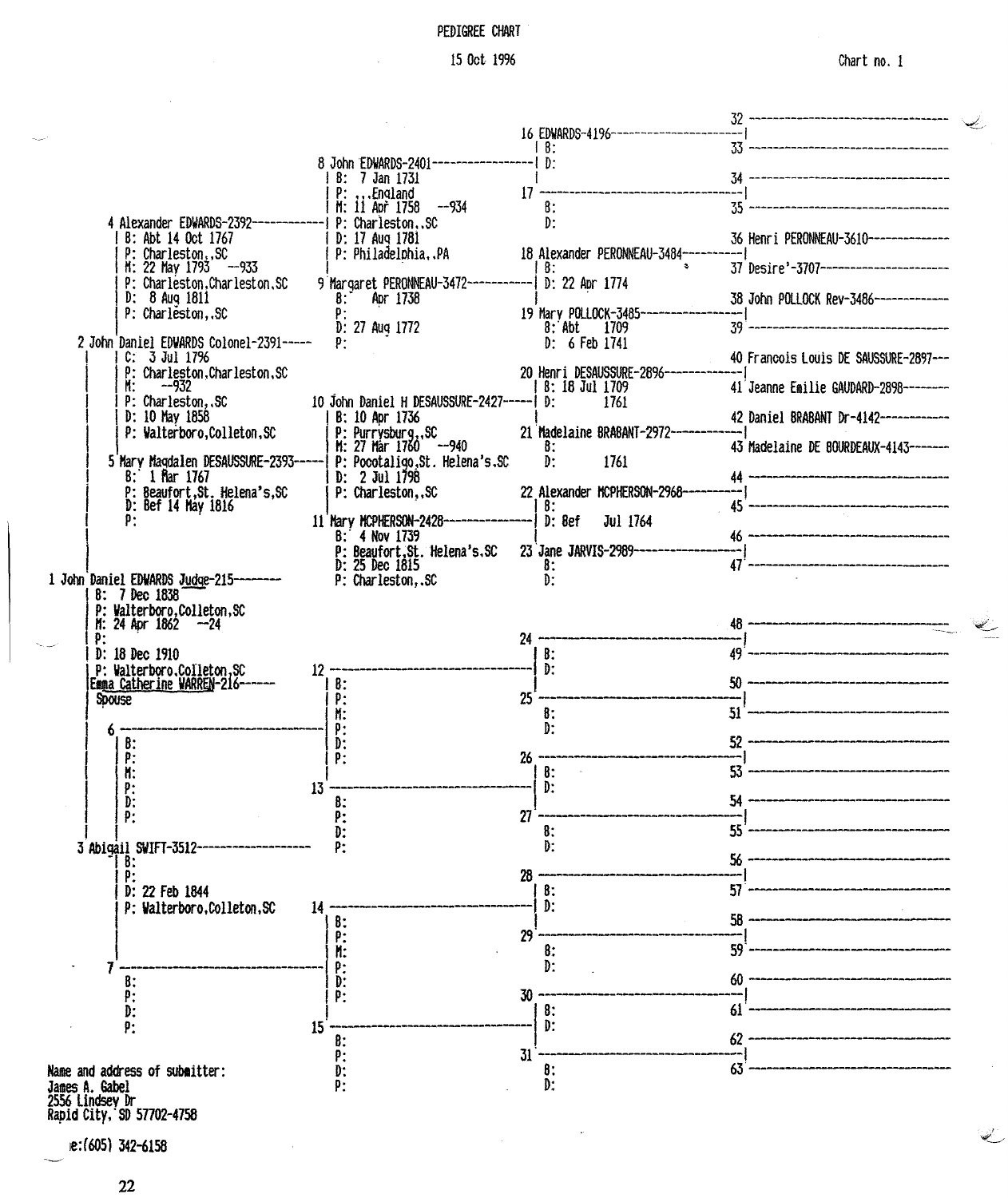# PEDIGREE CHART

15 Oct 1996

Chart no. 1

**1 John Daniel EDWARDS Judge-215**
- B: 7 Dec 1838
- P: Walterboro,Colleton,SC
- M: 24 Apr 1862 --24
- P:
- D: 18 Dec 1910
- P: Walterboro,Colleton,SC
- Emma Catherine WARREN-216 — Spouse

**2 John Daniel EDWARDS Colonel-2391**
- C: 3 Jul 1796
- P: Charleston,Charleston,SC
- M: --932
- P: Charleston,,SC
- D: 10 May 1858
- P: Walterboro,Colleton,SC

**3 Abigail SWIFT-3512**
- B:
- P:
- D: 22 Feb 1844
- P: Walterboro,Colleton,SC

**4 Alexander EDWARDS-2392**
- B: Abt 14 Oct 1767
- P: Charleston,,SC
- M: 22 May 1793 --933
- P: Charleston,Charleston,SC
- D: 8 Aug 1811
- P: Charleston,,SC

**5 Mary Magdalen DESAUSSURE-2393**
- B: 1 Mar 1767
- P: Beaufort,St. Helena's,SC
- D: Bef 14 May 1816
- P:

**6**
- B:
- P:
- M:
- P:
- D:
- P:

**7**
- B:
- P:
- D:
- P:

**8 John EDWARDS-2401**
- B: 7 Jan 1731
- P: ,,,England
- M: 11 Apr 1758 --934
- P: Charleston,,SC
- D: 17 Aug 1781
- P: Philadelphia,,PA

**9 Margaret PERONNEAU-3472**
- B: Apr 1738
- P:
- D: 27 Aug 1772
- P:

**10 John Daniel H DESAUSSURE-2427**
- B: 10 Apr 1736
- P: Purrysburg,,SC
- M: 27 Mar 1760 --940
- P: Pocotaligo,St. Helena's,SC
- D: 2 Jul 1798
- P: Charleston,,SC

**11 Mary MCPHERSON-2428**
- B: 4 Nov 1739
- P: Beaufort,St. Helena's,SC
- D: 25 Dec 1815
- P: Charleston,,SC

**12**
- B:
- P:
- M:
- P:
- D:
- P:

**13**
- B:
- P:
- D:
- P:

**14**
- B:
- P:
- M:
- P:
- D:
- P:

**15**
- B:
- P:
- D:
- P:

**16 EDWARDS-4196**
- B:
- D:

**17**
- B:
- D:

**18 Alexander PERONNEAU-3484**
- B:
- D: 22 Apr 1774

**19 Mary POLLOCK-3485**
- B: Abt 1709
- D: 6 Feb 1741

**20 Henri DESAUSSURE-2896**
- B: 18 Jul 1709
- D: 1761

**21 Madelaine BRABANT-2972**
- B:
- D: 1761

**22 Alexander MCPHERSON-2968**
- B:
- D: Bef Jul 1764

**23 Jane JARVIS-2989**
- B:
- D:

**24** — B: / D:

**25** — B: / D:

**26** — B: / D:

**27** — B: / D:

**28** — B: / D:

**29** — B: / D:

**30** — B: / D:

**31** — B: / D:

- 32
- 33
- 34
- 35
- 36 Henri PERONNEAU-3610
- 37 Desire'-3707
- 38 John POLLOCK Rev-3486
- 39
- 40 Francois Louis DE SAUSSURE-2897
- 41 Jeanne Emilie GAUDARD-2898
- 42 Daniel BRABANT Dr-4142
- 43 Madelaine DE BOURDEAUX-4143
- 44
- 45
- 46
- 47
- 48
- 49
- 50
- 51
- 52
- 53
- 54
- 55
- 56
- 57
- 58
- 59
- 60
- 61
- 62
- 63

Name and address of submitter:
James A. Gabel
2556 Lindsey Dr
Rapid City, SD 57702-4758

Phone:(605) 342-6158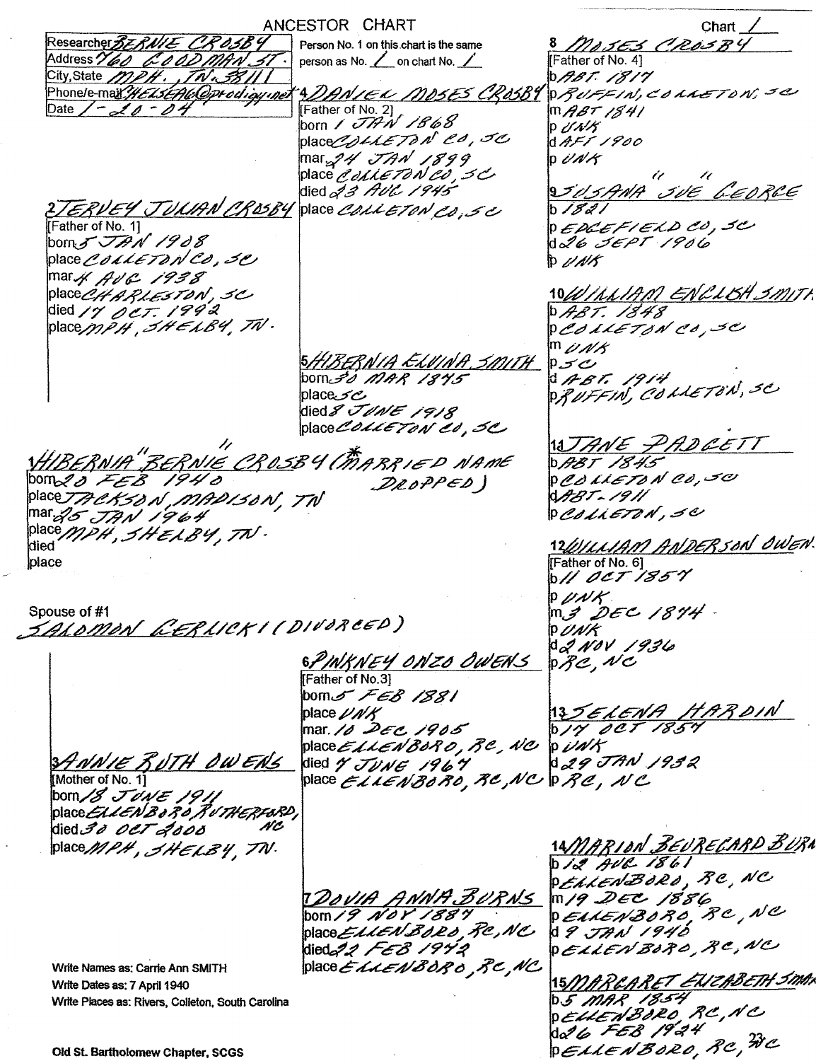# ANCESTOR CHART

Chart 1

Researcher: BERNIE CROSBY
Address: 760 GOODMAN ST.
City, State: MPH. TN. 38111
Phone/e-mail: SHELSEAG@prodigy.net
Date: 1-20-04

Person No. 1 on this chart is the same person as No. 1 on chart No. 1

**1 HIBERNIA "BERNIE" CROSBY** (*MARRIED NAME DROPPED)
born 20 FEB 1940
place JACKSON, MADISON, TN
mar. 25 JAN 1964
place MPH, SHELBY, TN.
died
place

Spouse of #1
SALOMON GERLICKI (DIVORCED)

**2 JERVEY JULIAN CROSBY**
[Father of No. 1]
born 5 JAN 1908
place COLLETON CO, SC
mar. 4 AUG 1938
place CHARLESTON, SC
died 17 OCT. 1992
place MPH, SHELBY, TN.

**3 ANNIE RUTH OWENS**
[Mother of No. 1]
born 18 JUNE 1911
place ELLENBORO, RUTHERFORD, NC
died 30 OCT 2000
place MPH, SHELBY, TN.

**4 DANIEL MOSES CROSBY**
[Father of No. 2]
born 1 JAN 1868
place COLLETON CO, SC
mar. 24 JAN 1899
place COLLETON CO, SC
died 23 AUG 1945
place COLLETON CO, SC

**5 HIBERNIA ELVINA SMITH**
born 30 MAR 1875
place SC
died 8 JUNE 1918
place COLLETON CO, SC

**6 PINKNEY ONZO OWENS**
[Father of No. 3]
born 5 FEB 1881
place UNK
mar. 10 DEC 1905
place ELLENBORO, RC, NC
died 7 JUNE 1967
place ELLENBORO, RC, NC

**7 DOVIA ANNA BURNS**
born 19 NOV 1887
place ELLENBORO, RC, NC
died 22 FEB 1972
place ELLENBORO, RC, NC

**8 MOSES CROSBY**
[Father of No. 4]
b ABT. 1817
p RUFFIN, COLLETON, SC
m ABT 1841
p UNK
d AFT 1900
p UNK

**9 SUSANA "SUE" GEORGE**
b 1821
p EDGEFIELD CO, SC
d 26 SEPT 1906
p UNK

**10 WILLIAM ENGLISH SMITH**
b ABT. 1848
p COLLETON CO, SC
m UNK
p SC
d ABT. 1914
p RUFFIN, COLLETON, SC

**11 JANE PADGETT**
b ABT 1845
p COLLETON CO, SC
d ABT. 1911
p COLLETON, SC

**12 WILLIAM ANDERSON OWEN.**
[Father of No. 6]
b 11 OCT 1857
p UNK
m 3 DEC 1874
p UNK
d 2 NOV 1936
p RC, NC

**13 SELENA HARDIN**
b 17 OCT 1854
p UNK
d 29 JAN 1932
p RC, NC

**14 MARION BEURECARD BURN**
b 12 AUG 1861
p ELLENBORO, RC, NC
m 19 DEC 1886
p ELLENBORO, RC, NC
d 9 JAN 1940
p ELLENBORO, RC, NC

**15 MARGARET ELIZABETH SMA**
b 5 MAR 1854
p ELLENBORO RC, NC
d 26 FEB 1924
p ELLENBORO, RC, NC

Write Names as: Carrie Ann SMITH
Write Dates as: 7 April 1940
Write Places as: Rivers, Colleton, South Carolina

Old St. Bartholomew Chapter, SCGS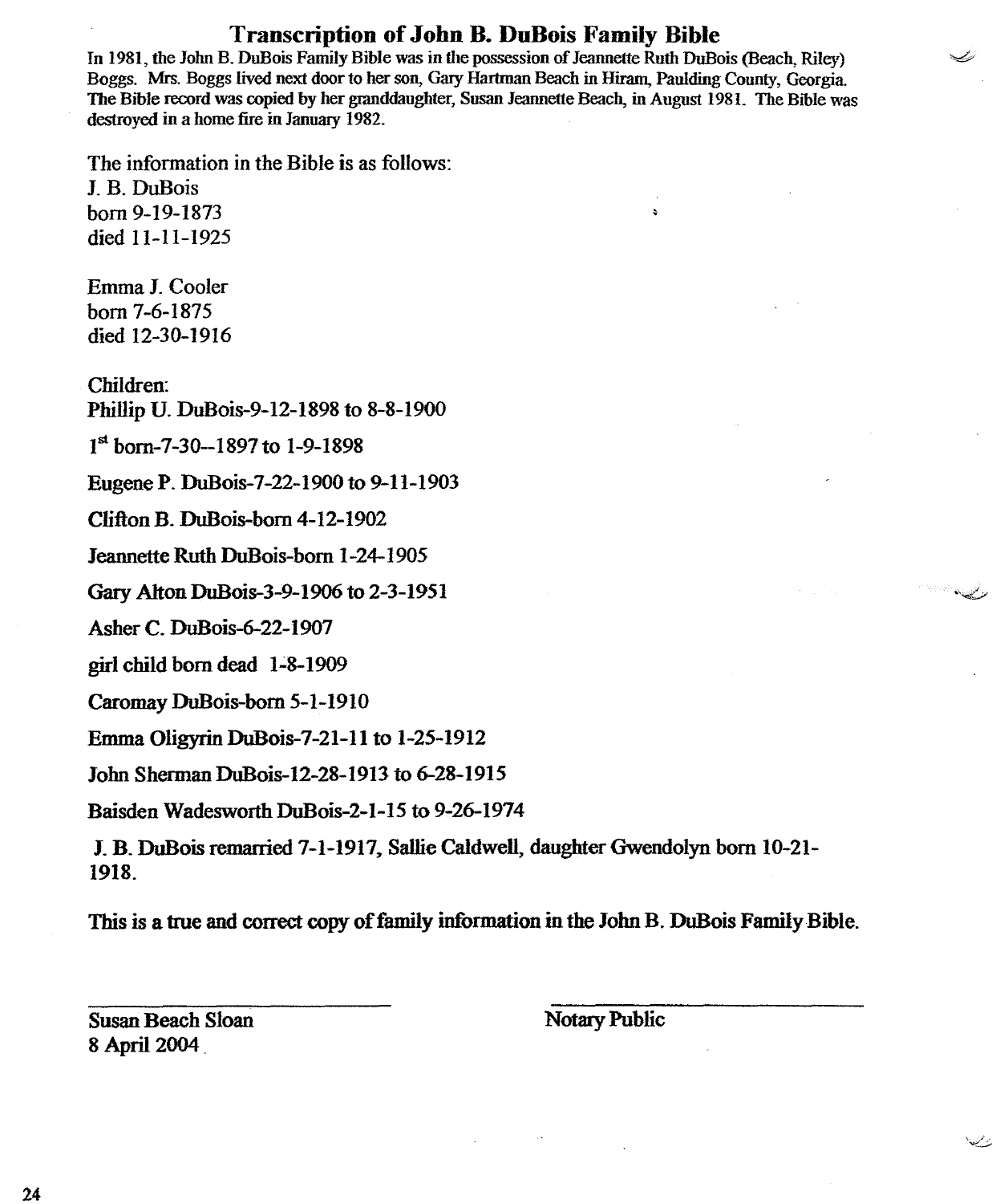# Transcription of John B. DuBois Family Bible

In 1981, the John B. DuBois Family Bible was in the possession of Jeannette Ruth DuBois (Beach, Riley) Boggs. Mrs. Boggs lived next door to her son, Gary Hartman Beach in Hiram, Paulding County, Georgia. The Bible record was copied by her granddaughter, Susan Jeannette Beach, in August 1981. The Bible was destroyed in a home fire in January 1982.

The information in the Bible is as follows:
J. B. DuBois
born 9-19-1873
died 11-11-1925

Emma J. Cooler
born 7-6-1875
died 12-30-1916

Children:
Phillip U. DuBois-9-12-1898 to 8-8-1900

1st born-7-30--1897 to 1-9-1898

Eugene P. DuBois-7-22-1900 to 9-11-1903

Clifton B. DuBois-born 4-12-1902

Jeannette Ruth DuBois-born 1-24-1905

Gary Alton DuBois-3-9-1906 to 2-3-1951

Asher C. DuBois-6-22-1907

girl child born dead 1-8-1909

Caromay DuBois-born 5-1-1910

Emma Oligyrin DuBois-7-21-11 to 1-25-1912

John Sherman DuBois-12-28-1913 to 6-28-1915

Baisden Wadesworth DuBois-2-1-15 to 9-26-1974

J. B. DuBois remarried 7-1-1917, Sallie Caldwell, daughter Gwendolyn born 10-21-1918.

This is a true and correct copy of family information in the John B. DuBois Family Bible.

Susan Beach Sloan
8 April 2004

Notary Public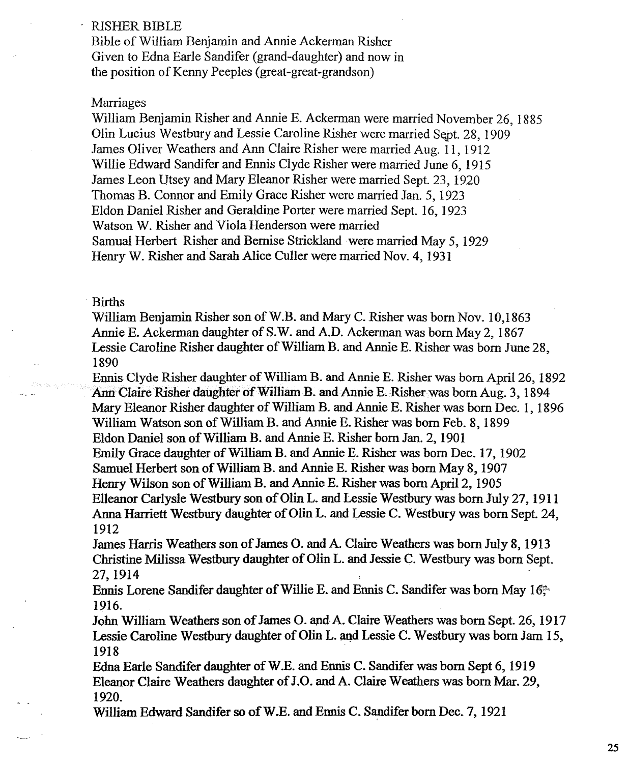RISHER BIBLE

Bible of William Benjamin and Annie Ackerman Risher
Given to Edna Earle Sandifer (grand-daughter) and now in the position of Kenny Peeples (great-great-grandson)

Marriages

William Benjamin Risher and Annie E. Ackerman were married November 26, 1885
Olin Lucius Westbury and Lessie Caroline Risher were married Sept. 28, 1909
James Oliver Weathers and Ann Claire Risher were married Aug. 11, 1912
Willie Edward Sandifer and Ennis Clyde Risher were married June 6, 1915
James Leon Utsey and Mary Eleanor Risher were married Sept. 23, 1920
Thomas B. Connor and Emily Grace Risher were married Jan. 5, 1923
Eldon Daniel Risher and Geraldine Porter were married Sept. 16, 1923
Watson W. Risher and Viola Henderson were married
Samual Herbert Risher and Bernise Strickland were married May 5, 1929
Henry W. Risher and Sarah Alice Culler were married Nov. 4, 1931

Births

William Benjamin Risher son of W.B. and Mary C. Risher was born Nov. 10,1863
Annie E. Ackerman daughter of S.W. and A.D. Ackerman was born May 2, 1867
Lessie Caroline Risher daughter of William B. and Annie E. Risher was born June 28, 1890
Ennis Clyde Risher daughter of William B. and Annie E. Risher was born April 26, 1892
Ann Claire Risher daughter of William B. and Annie E. Risher was born Aug. 3, 1894
Mary Eleanor Risher daughter of William B. and Annie E. Risher was born Dec. 1, 1896
William Watson son of William B. and Annie E. Risher was born Feb. 8, 1899
Eldon Daniel son of William B. and Annie E. Risher born Jan. 2, 1901
Emily Grace daughter of William B. and Annie E. Risher was born Dec. 17, 1902
Samuel Herbert son of William B. and Annie E. Risher was born May 8, 1907
Henry Wilson son of William B. and Annie E. Risher was born April 2, 1905
Elleanor Carlysle Westbury son of Olin L. and Lessie Westbury was born July 27, 1911
Anna Harriett Westbury daughter of Olin L. and Lessie C. Westbury was born Sept. 24, 1912
James Harris Weathers son of James O. and A. Claire Weathers was born July 8, 1913
Christine Milissa Westbury daughter of Olin L. and Jessie C. Westbury was born Sept. 27, 1914
Ennis Lorene Sandifer daughter of Willie E. and Ennis C. Sandifer was born May 16, 1916.
John William Weathers son of James O. and A. Claire Weathers was born Sept. 26, 1917
Lessie Caroline Westbury daughter of Olin L. and Lessie C. Westbury was born Jam 15, 1918
Edna Earle Sandifer daughter of W.E. and Ennis C. Sandifer was born Sept 6, 1919
Eleanor Claire Weathers daughter of J.O. and A. Claire Weathers was born Mar. 29, 1920.
William Edward Sandifer so of W.E. and Ennis C. Sandifer born Dec. 7, 1921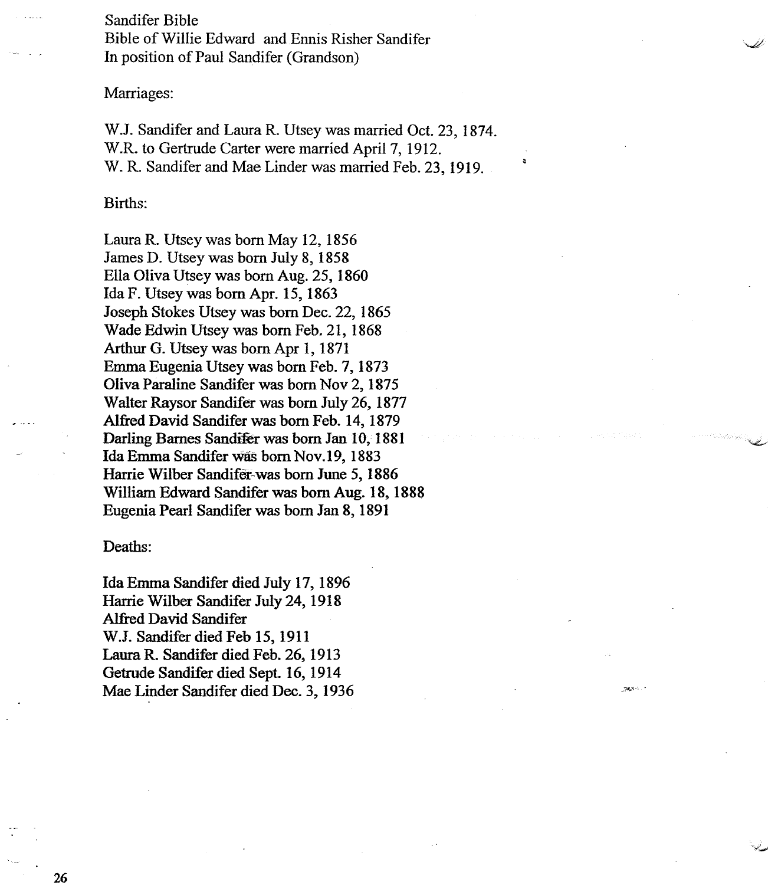Sandifer Bible
Bible of Willie Edward and Ennis Risher Sandifer
In position of Paul Sandifer (Grandson)

Marriages:

W.J. Sandifer and Laura R. Utsey was married Oct. 23, 1874.
W.R. to Gertrude Carter were married April 7, 1912.
W. R. Sandifer and Mae Linder was married Feb. 23, 1919.

Births:

Laura R. Utsey was born May 12, 1856
James D. Utsey was born July 8, 1858
Ella Oliva Utsey was born Aug. 25, 1860
Ida F. Utsey was born Apr. 15, 1863
Joseph Stokes Utsey was born Dec. 22, 1865
Wade Edwin Utsey was born Feb. 21, 1868
Arthur G. Utsey was born Apr 1, 1871
Emma Eugenia Utsey was born Feb. 7, 1873
Oliva Paraline Sandifer was born Nov 2, 1875
Walter Raysor Sandifer was born July 26, 1877
Alfred David Sandifer was born Feb. 14, 1879
Darling Barnes Sandifer was born Jan 10, 1881
Ida Emma Sandifer was born Nov.19, 1883
Harrie Wilber Sandifer was born June 5, 1886
William Edward Sandifer was born Aug. 18, 1888
Eugenia Pearl Sandifer was born Jan 8, 1891

Deaths:

Ida Emma Sandifer died July 17, 1896
Harrie Wilber Sandifer July 24, 1918
Alfred David Sandifer
W.J. Sandifer died Feb 15, 1911
Laura R. Sandifer died Feb. 26, 1913
Getrude Sandifer died Sept. 16, 1914
Mae Linder Sandifer died Dec. 3, 1936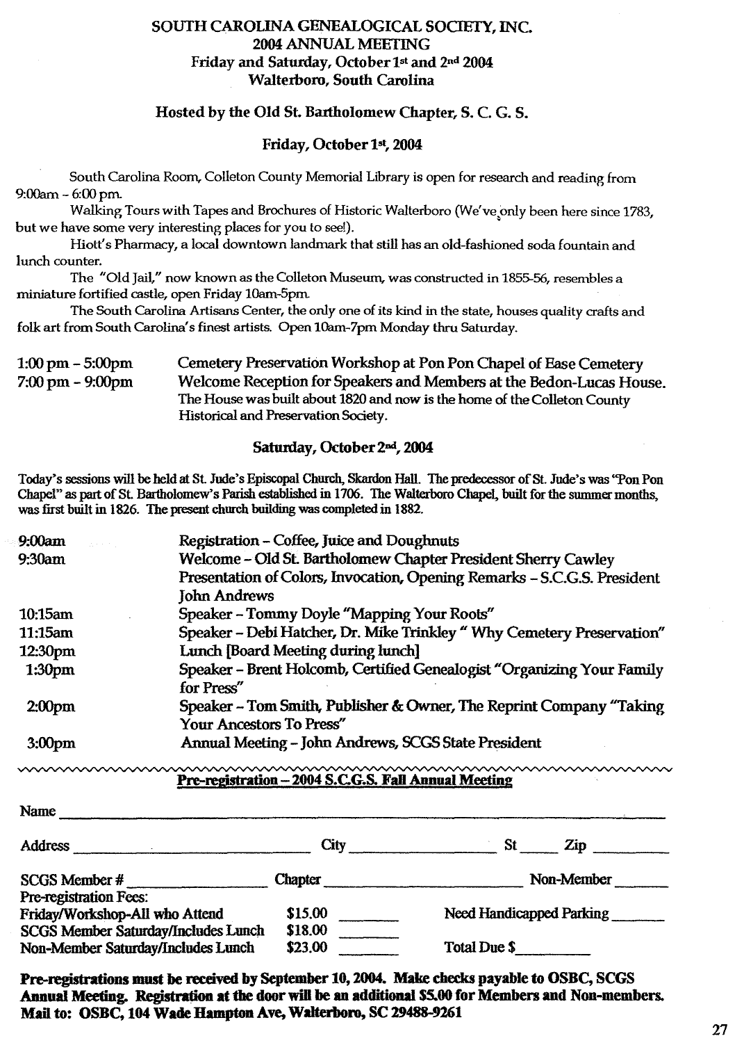# SOUTH CAROLINA GENEALOGICAL SOCIETY, INC.
## 2004 ANNUAL MEETING
### Friday and Saturday, October 1st and 2nd 2004
### Walterboro, South Carolina

### Hosted by the Old St. Bartholomew Chapter, S. C. G. S.

### Friday, October 1st, 2004

South Carolina Room, Colleton County Memorial Library is open for research and reading from 9:00am - 6:00 pm.

Walking Tours with Tapes and Brochures of Historic Walterboro (We've only been here since 1783, but we have some very interesting places for you to see!).

Hiott's Pharmacy, a local downtown landmark that still has an old-fashioned soda fountain and lunch counter.

The "Old Jail," now known as the Colleton Museum, was constructed in 1855-56, resembles a miniature fortified castle, open Friday 10am-5pm.

The South Carolina Artisans Center, the only one of its kind in the state, houses quality crafts and folk art from South Carolina's finest artists. Open 10am-7pm Monday thru Saturday.

| | |
|---|---|
| 1:00 pm – 5:00pm | Cemetery Preservation Workshop at Pon Pon Chapel of Ease Cemetery |
| 7:00 pm – 9:00pm | Welcome Reception for Speakers and Members at the Bedon-Lucas House. The House was built about 1820 and now is the home of the Colleton County Historical and Preservation Society. |

### Saturday, October 2nd, 2004

Today's sessions will be held at St. Jude's Episcopal Church, Skardon Hall. The predecessor of St. Jude's was "Pon Pon Chapel" as part of St. Bartholomew's Parish established in 1706. The Walterboro Chapel, built for the summer months, was first built in 1826. The present church building was completed in 1882.

| | |
|---|---|
| 9:00am | Registration – Coffee, Juice and Doughnuts |
| 9:30am | Welcome – Old St. Bartholomew Chapter President Sherry Cawley<br>Presentation of Colors, Invocation, Opening Remarks – S.C.G.S. President John Andrews |
| 10:15am | Speaker – Tommy Doyle "Mapping Your Roots" |
| 11:15am | Speaker – Debi Hatcher, Dr. Mike Trinkley " Why Cemetery Preservation" |
| 12:30pm | Lunch [Board Meeting during lunch] |
| 1:30pm | Speaker – Brent Holcomb, Certified Genealogist "Organizing Your Family for Press" |
| 2:00pm | Speaker – Tom Smith, Publisher & Owner, The Reprint Company "Taking Your Ancestors To Press" |
| 3:00pm | Annual Meeting – John Andrews, SCGS State President |

---

**Pre-registration – 2004 S.C.G.S. Fall Annual Meeting**

Name ______________________________________________

Address ______________________ City ______________ St _____ Zip ________

SCGS Member # ______________ Chapter ______________________ Non-Member ______

Pre-registration Fees:

| | | | |
|---|---|---|---|
| Friday/Workshop-All who Attend | $15.00 | ______ | Need Handicapped Parking ______ |
| SCGS Member Saturday/Includes Lunch | $18.00 | ______ | |
| Non-Member Saturday/Includes Lunch | $23.00 | ______ | Total Due $________ |

**Pre-registrations must be received by September 10, 2004. Make checks payable to OSBC, SCGS Annual Meeting. Registration at the door will be an additional $5.00 for Members and Non-members. Mail to: OSBC, 104 Wade Hampton Ave, Walterboro, SC 29488-9261**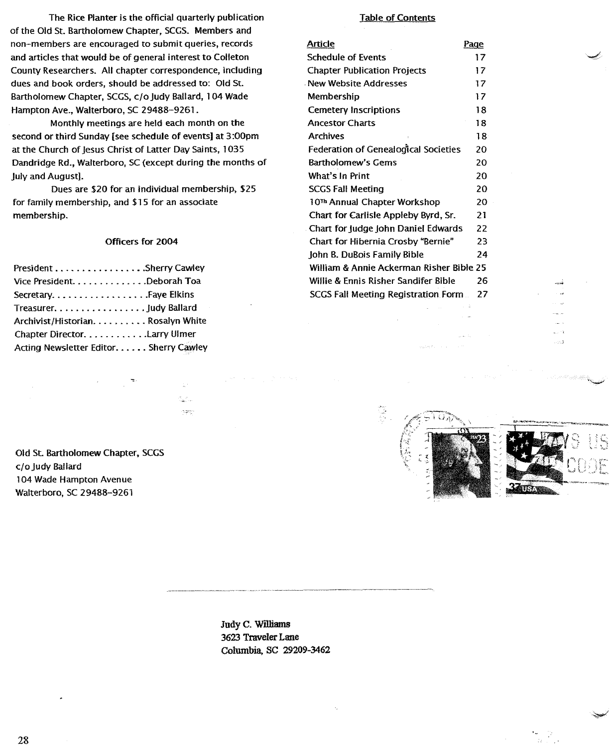The Rice Planter is the official quarterly publication of the Old St. Bartholomew Chapter, SCGS. Members and non-members are encouraged to submit queries, records and articles that would be of general interest to Colleton County Researchers. All chapter correspondence, including dues and book orders, should be addressed to: Old St. Bartholomew Chapter, SCGS, c/o Judy Ballard, 104 Wade Hampton Ave., Walterboro, SC 29488-9261.

Monthly meetings are held each month on the second or third Sunday [see schedule of events] at 3:00pm at the Church of Jesus Christ of Latter Day Saints, 1035 Dandridge Rd., Walterboro, SC (except during the months of July and August].

Dues are $20 for an individual membership, $25 for family membership, and $15 for an associate membership.

### Officers for 2004

President . . . . . . . . . . . . . . . . .Sherry Cawley
Vice President. . . . . . . . . . . . . .Deborah Toa
Secretary. . . . . . . . . . . . . . . . . .Faye Elkins
Treasurer. . . . . . . . . . . . . . . . . Judy Ballard
Archivist/Historian. . . . . . . . . . Rosalyn White
Chapter Director. . . . . . . . . . . .Larry Ulmer
Acting Newsletter Editor. . . . . . Sherry Cawley

### Table of Contents

| Article | Page |
|---|---|
| Schedule of Events | 17 |
| Chapter Publication Projects | 17 |
| New Website Addresses | 17 |
| Membership | 17 |
| Cemetery Inscriptions | 18 |
| Ancestor Charts | 18 |
| Archives | 18 |
| Federation of Genealogical Societies | 20 |
| Bartholomew's Gems | 20 |
| What's In Print | 20 |
| SCGS Fall Meeting | 20 |
| 10Th Annual Chapter Workshop | 20 |
| Chart for Carlisle Appleby Byrd, Sr. | 21 |
| Chart for Judge John Daniel Edwards | 22 |
| Chart for Hibernia Crosby "Bernie" | 23 |
| John B. DuBois Family Bible | 24 |
| William & Annie Ackerman Risher Bible | 25 |
| Willie & Ennis Risher Sandifer Bible | 26 |
| SCGS Fall Meeting Registration Form | 27 |

Old St. Bartholomew Chapter, SCGS
c/o Judy Ballard
104 Wade Hampton Avenue
Walterboro, SC 29488-9261

Judy C. Williams
3623 Traveler Lane
Columbia, SC 29209-3462